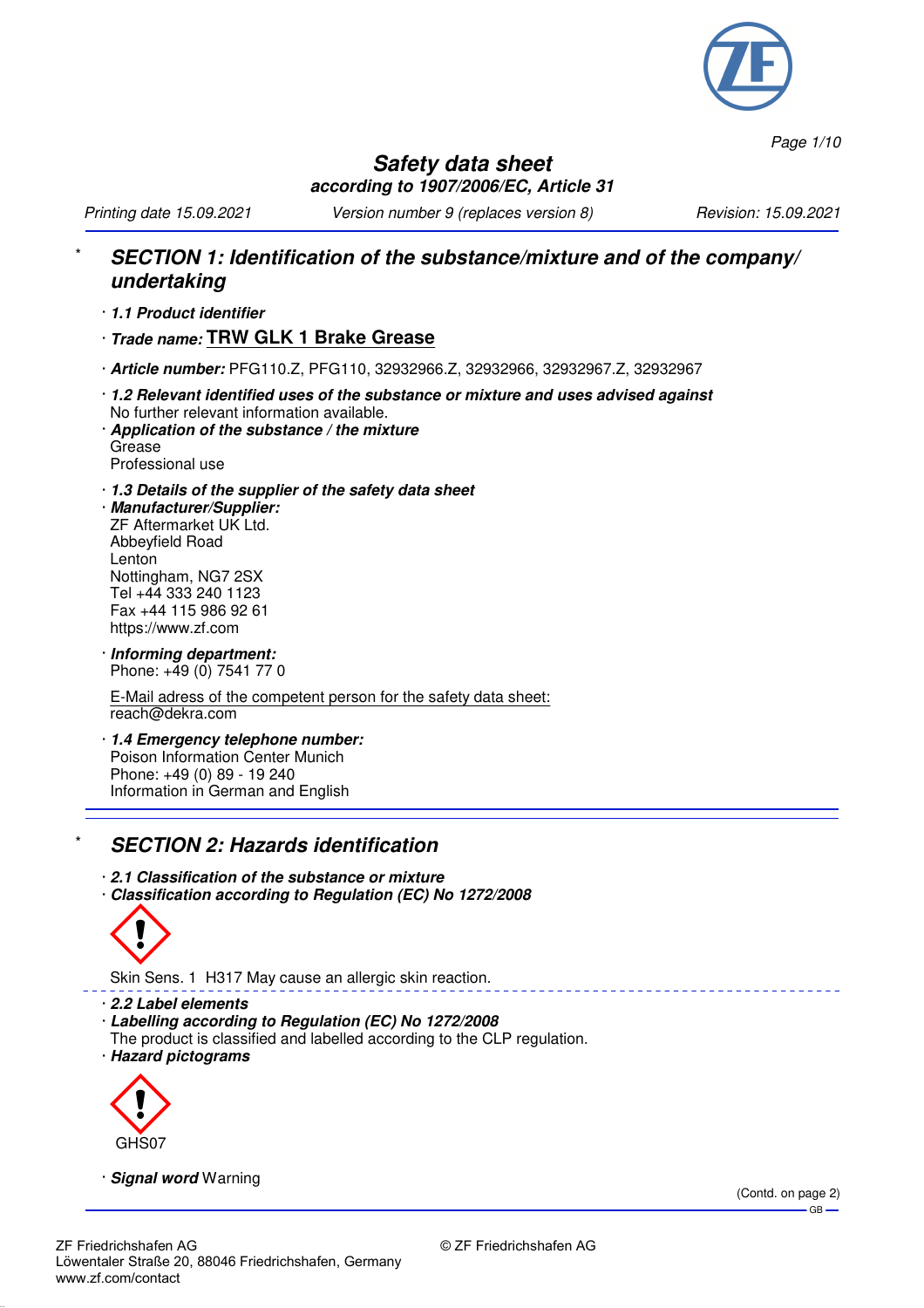# Safety data sheet

**according to 1907/2006/EC, Article 31**

*Printing date 15.09.2021* *Version number 9 (replaces version 8)* *Revision: 15.09.2021*

## * SECTION 1: Identification of the substance/mixture and of the company/ undertaking

· **1.1 Product identifier**

· **Trade name: TRW GLK 1 Brake Grease**

· **Article number:** PFG110.Z, PFG110, 32932966.Z, 32932966, 32932967.Z, 32932967

· **1.2 Relevant identified uses of the substance or mixture and uses advised against**
No further relevant information available.

· **Application of the substance / the mixture**
Grease
Professional use

· **1.3 Details of the supplier of the safety data sheet**

· **Manufacturer/Supplier:**
ZF Aftermarket UK Ltd.
Abbeyfield Road
Lenton
Nottingham, NG7 2SX
Tel +44 333 240 1123
Fax +44 115 986 92 61
https://www.zf.com

· **Informing department:**
Phone: +49 (0) 7541 77 0

E-Mail adress of the competent person for the safety data sheet:
reach@dekra.com

· **1.4 Emergency telephone number:**
Poison Information Center Munich
Phone: +49 (0) 89 - 19 240
Information in German and English

## * SECTION 2: Hazards identification

· **2.1 Classification of the substance or mixture**

· **Classification according to Regulation (EC) No 1272/2008**

Skin Sens. 1 H317 May cause an allergic skin reaction.

· **2.2 Label elements**

· **Labelling according to Regulation (EC) No 1272/2008**
The product is classified and labelled according to the CLP regulation.

· **Hazard pictograms**

GHS07

· **Signal word** Warning

(Contd. on page 2)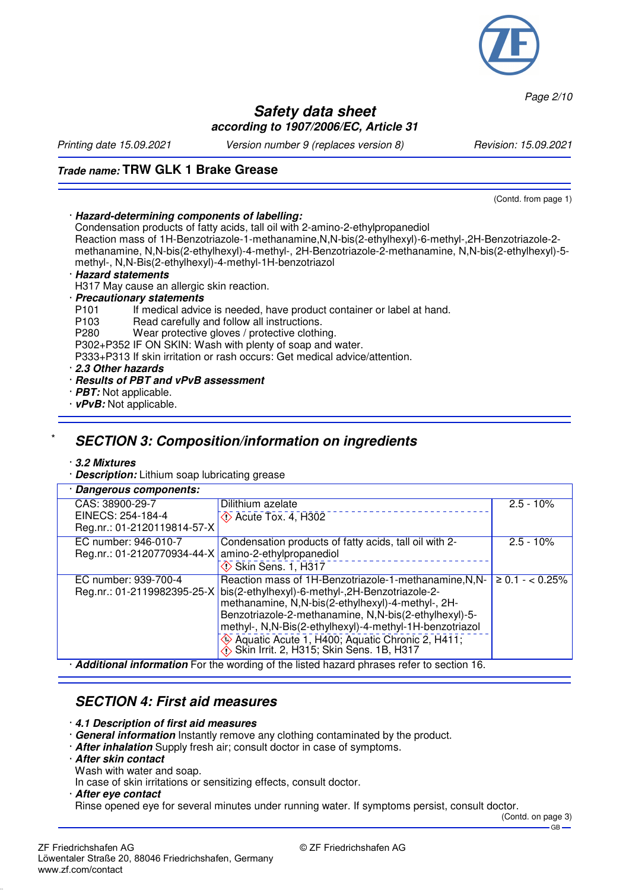(Contd. from page 1)

· **Hazard-determining components of labelling:**
Condensation products of fatty acids, tall oil with 2-amino-2-ethylpropanediol
Reaction mass of 1H-Benzotriazole-1-methanamine,N,N-bis(2-ethylhexyl)-6-methyl-,2H-Benzotriazole-2-methanamine, N,N-bis(2-ethylhexyl)-4-methyl-, 2H-Benzotriazole-2-methanamine, N,N-bis(2-ethylhexyl)-5-methyl-, N,N-Bis(2-ethylhexyl)-4-methyl-1H-benzotriazol

· **Hazard statements**
H317 May cause an allergic skin reaction.

· **Precautionary statements**
P101 If medical advice is needed, have product container or label at hand.
P103 Read carefully and follow all instructions.
P280 Wear protective gloves / protective clothing.
P302+P352 IF ON SKIN: Wash with plenty of soap and water.
P333+P313 If skin irritation or rash occurs: Get medical advice/attention.

· **2.3 Other hazards**
· **Results of PBT and vPvB assessment**
· **PBT:** Not applicable.
· **vPvB:** Not applicable.

## * SECTION 3: Composition/information on ingredients

· **3.2 Mixtures**
· **Description:** Lithium soap lubricating grease

· **Dangerous components:**

| CAS / EC / Reg.nr. | Component / Classification | Concentration |
|---|---|---|
| CAS: 38900-29-7<br>EINECS: 254-184-4<br>Reg.nr.: 01-2120119814-57-X | Dilithium azelate<br>Acute Tox. 4, H302 | 2.5 - 10% |
| EC number: 946-010-7<br>Reg.nr.: 01-2120770934-44-X | Condensation products of fatty acids, tall oil with 2-amino-2-ethylpropanediol<br>Skin Sens. 1, H317 | 2.5 - 10% |
| EC number: 939-700-4<br>Reg.nr.: 01-2119982395-25-X | Reaction mass of 1H-Benzotriazole-1-methanamine,N,N-bis(2-ethylhexyl)-6-methyl-,2H-Benzotriazole-2-methanamine, N,N-bis(2-ethylhexyl)-4-methyl-, 2H-Benzotriazole-2-methanamine, N,N-bis(2-ethylhexyl)-5-methyl-, N,N-Bis(2-ethylhexyl)-4-methyl-1H-benzotriazol<br>Aquatic Acute 1, H400; Aquatic Chronic 2, H411;<br>Skin Irrit. 2, H315; Skin Sens. 1B, H317 | ≥ 0.1 - < 0.25% |

· **Additional information** For the wording of the listed hazard phrases refer to section 16.

## SECTION 4: First aid measures

· **4.1 Description of first aid measures**
· **General information** Instantly remove any clothing contaminated by the product.
· **After inhalation** Supply fresh air; consult doctor in case of symptoms.
· **After skin contact**
Wash with water and soap.
In case of skin irritations or sensitizing effects, consult doctor.
· **After eye contact**
Rinse opened eye for several minutes under running water. If symptoms persist, consult doctor.

(Contd. on page 3)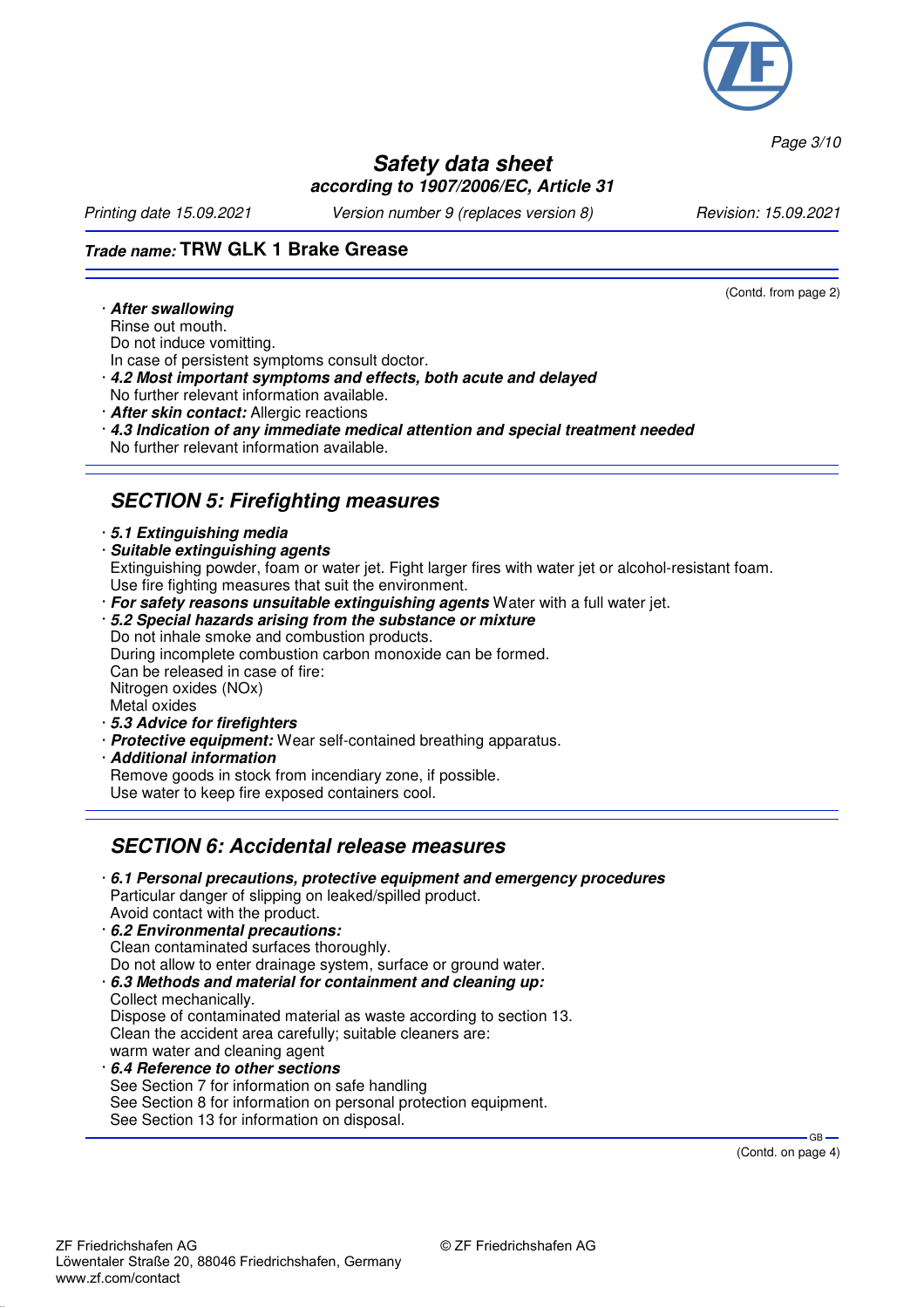**Trade name: TRW GLK 1 Brake Grease**

(Contd. from page 2)

· ***After swallowing***
Rinse out mouth.
Do not induce vomitting.
In case of persistent symptoms consult doctor.
· ***4.2 Most important symptoms and effects, both acute and delayed***
No further relevant information available.
· ***After skin contact:*** Allergic reactions
· ***4.3 Indication of any immediate medical attention and special treatment needed***
No further relevant information available.

## SECTION 5: Firefighting measures

· ***5.1 Extinguishing media***
· ***Suitable extinguishing agents***
Extinguishing powder, foam or water jet. Fight larger fires with water jet or alcohol-resistant foam.
Use fire fighting measures that suit the environment.
· ***For safety reasons unsuitable extinguishing agents*** Water with a full water jet.
· ***5.2 Special hazards arising from the substance or mixture***
Do not inhale smoke and combustion products.
During incomplete combustion carbon monoxide can be formed.
Can be released in case of fire:
Nitrogen oxides (NOx)
Metal oxides
· ***5.3 Advice for firefighters***
· ***Protective equipment:*** Wear self-contained breathing apparatus.
· ***Additional information***
Remove goods in stock from incendiary zone, if possible.
Use water to keep fire exposed containers cool.

## SECTION 6: Accidental release measures

· ***6.1 Personal precautions, protective equipment and emergency procedures***
Particular danger of slipping on leaked/spilled product.
Avoid contact with the product.
· ***6.2 Environmental precautions:***
Clean contaminated surfaces thoroughly.
Do not allow to enter drainage system, surface or ground water.
· ***6.3 Methods and material for containment and cleaning up:***
Collect mechanically.
Dispose of contaminated material as waste according to section 13.
Clean the accident area carefully; suitable cleaners are:
warm water and cleaning agent
· ***6.4 Reference to other sections***
See Section 7 for information on safe handling
See Section 8 for information on personal protection equipment.
See Section 13 for information on disposal.

(Contd. on page 4)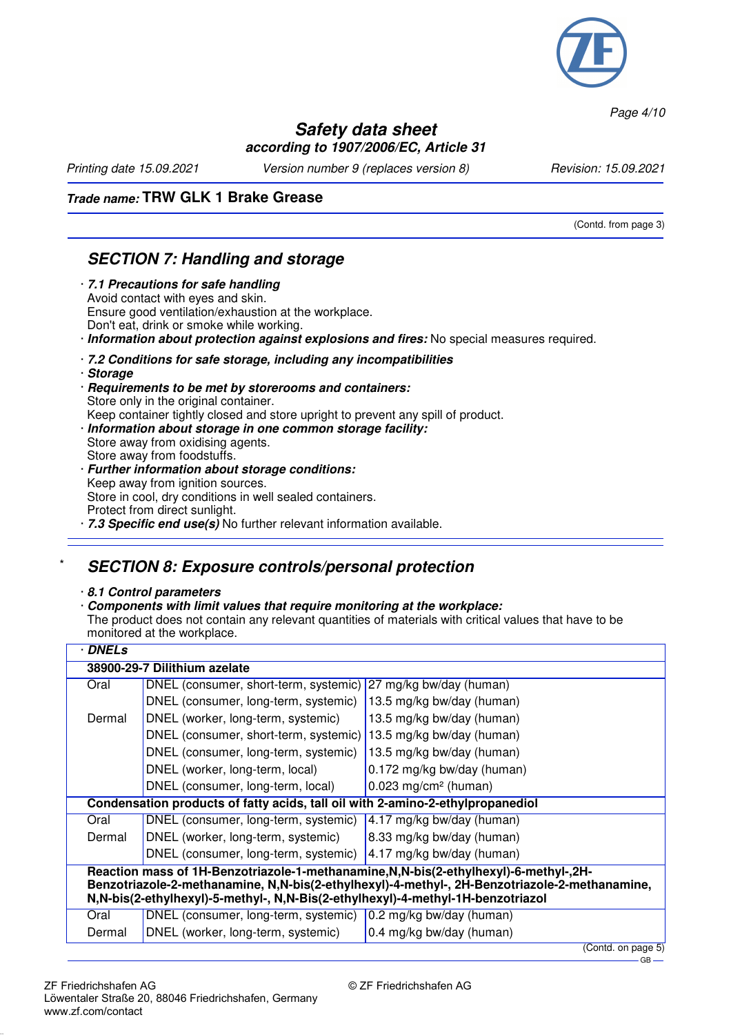**Safety data sheet**
*according to 1907/2006/EC, Article 31*

Printing date 15.09.2021 | Version number 9 (replaces version 8) | Revision: 15.09.2021

**Trade name: TRW GLK 1 Brake Grease**

(Contd. from page 3)

## SECTION 7: Handling and storage

· ***7.1 Precautions for safe handling***
Avoid contact with eyes and skin.
Ensure good ventilation/exhaustion at the workplace.
Don't eat, drink or smoke while working.
· ***Information about protection against explosions and fires:*** No special measures required.

· ***7.2 Conditions for safe storage, including any incompatibilities***
· ***Storage***
· ***Requirements to be met by storerooms and containers:***
Store only in the original container.
Keep container tightly closed and store upright to prevent any spill of product.
· ***Information about storage in one common storage facility:***
Store away from oxidising agents.
Store away from foodstuffs.
· ***Further information about storage conditions:***
Keep away from ignition sources.
Store in cool, dry conditions in well sealed containers.
Protect from direct sunlight.
· ***7.3 Specific end use(s)*** No further relevant information available.

## * SECTION 8: Exposure controls/personal protection

· ***8.1 Control parameters***
· ***Components with limit values that require monitoring at the workplace:***
The product does not contain any relevant quantities of materials with critical values that have to be monitored at the workplace.

| · **DNELs** | | |
|---|---|---|
| **38900-29-7 Dilithium azelate** | | |
| Oral | DNEL (consumer, short-term, systemic) | 27 mg/kg bw/day (human) |
| | DNEL (consumer, long-term, systemic) | 13.5 mg/kg bw/day (human) |
| Dermal | DNEL (worker, long-term, systemic) | 13.5 mg/kg bw/day (human) |
| | DNEL (consumer, short-term, systemic) | 13.5 mg/kg bw/day (human) |
| | DNEL (consumer, long-term, systemic) | 13.5 mg/kg bw/day (human) |
| | DNEL (worker, long-term, local) | 0.172 mg/kg bw/day (human) |
| | DNEL (consumer, long-term, local) | 0.023 $mg/cm^2$ (human) |
| **Condensation products of fatty acids, tall oil with 2-amino-2-ethylpropanediol** | | |
| Oral | DNEL (consumer, long-term, systemic) | 4.17 mg/kg bw/day (human) |
| Dermal | DNEL (worker, long-term, systemic) | 8.33 mg/kg bw/day (human) |
| | DNEL (consumer, long-term, systemic) | 4.17 mg/kg bw/day (human) |
| **Reaction mass of 1H-Benzotriazole-1-methanamine,N,N-bis(2-ethylhexyl)-6-methyl-,2H-Benzotriazole-2-methanamine, N,N-bis(2-ethylhexyl)-4-methyl-, 2H-Benzotriazole-2-methanamine, N,N-bis(2-ethylhexyl)-5-methyl-, N,N-Bis(2-ethylhexyl)-4-methyl-1H-benzotriazol** | | |
| Oral | DNEL (consumer, long-term, systemic) | 0.2 mg/kg bw/day (human) |
| Dermal | DNEL (worker, long-term, systemic) | 0.4 mg/kg bw/day (human) |

(Contd. on page 5)

ZF Friedrichshafen AG
Löwentaler Straße 20, 88046 Friedrichshafen, Germany
www.zf.com/contact

© ZF Friedrichshafen AG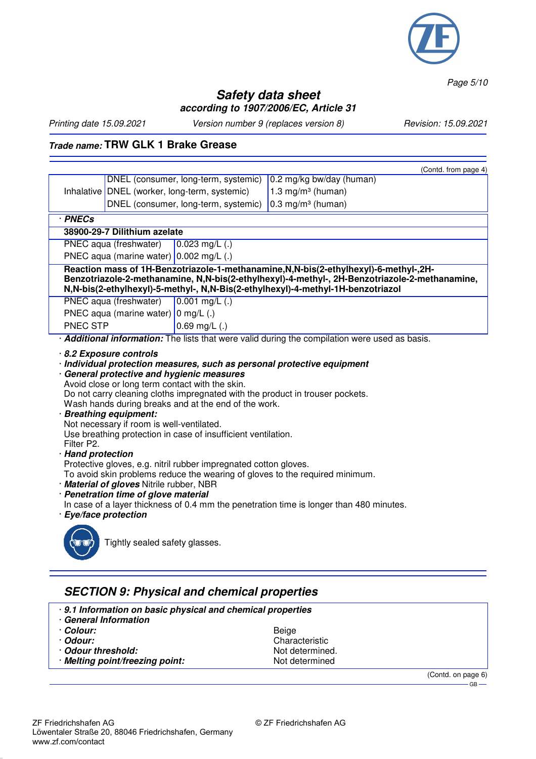**Safety data sheet**
**according to 1907/2006/EC, Article 31**

Printing date 15.09.2021 Version number 9 (replaces version 8) Revision: 15.09.2021

**Trade name: TRW GLK 1 Brake Grease**

(Contd. from page 4)

| | | |
|---|---|---|
| | DNEL (consumer, long-term, systemic) | 0.2 mg/kg bw/day (human) |
| Inhalative | DNEL (worker, long-term, systemic) | 1.3 mg/m³ (human) |
| | DNEL (consumer, long-term, systemic) | 0.3 mg/m³ (human) |

· **PNECs**

| | |
|---|---|
| **38900-29-7 Dilithium azelate** | |
| PNEC aqua (freshwater) | 0.023 mg/L (.) |
| PNEC aqua (marine water) | 0.002 mg/L (.) |
| **Reaction mass of 1H-Benzotriazole-1-methanamine,N,N-bis(2-ethylhexyl)-6-methyl-,2H-Benzotriazole-2-methanamine, N,N-bis(2-ethylhexyl)-4-methyl-, 2H-Benzotriazole-2-methanamine, N,N-bis(2-ethylhexyl)-5-methyl-, N,N-Bis(2-ethylhexyl)-4-methyl-1H-benzotriazol** | |
| PNEC aqua (freshwater) | 0.001 mg/L (.) |
| PNEC aqua (marine water) | 0 mg/L (.) |
| PNEC STP | 0.69 mg/L (.) |

· ***Additional information:*** The lists that were valid during the compilation were used as basis.

· ***8.2 Exposure controls***
· ***Individual protection measures, such as personal protective equipment***
· ***General protective and hygienic measures***
Avoid close or long term contact with the skin.
Do not carry cleaning cloths impregnated with the product in trouser pockets.
Wash hands during breaks and at the end of the work.
· ***Breathing equipment:***
Not necessary if room is well-ventilated.
Use breathing protection in case of insufficient ventilation.
Filter P2.
· ***Hand protection***
Protective gloves, e.g. nitril rubber impregnated cotton gloves.
To avoid skin problems reduce the wearing of gloves to the required minimum.
· ***Material of gloves*** Nitrile rubber, NBR
· ***Penetration time of glove material***
In case of a layer thickness of 0.4 mm the penetration time is longer than 480 minutes.
· ***Eye/face protection***
Tightly sealed safety glasses.

## SECTION 9: Physical and chemical properties

· ***9.1 Information on basic physical and chemical properties***
· ***General Information***

| | |
|---|---|
| · ***Colour:*** | Beige |
| · ***Odour:*** | Characteristic |
| · ***Odour threshold:*** | Not determined. |
| · ***Melting point/freezing point:*** | Not determined |

(Contd. on page 6)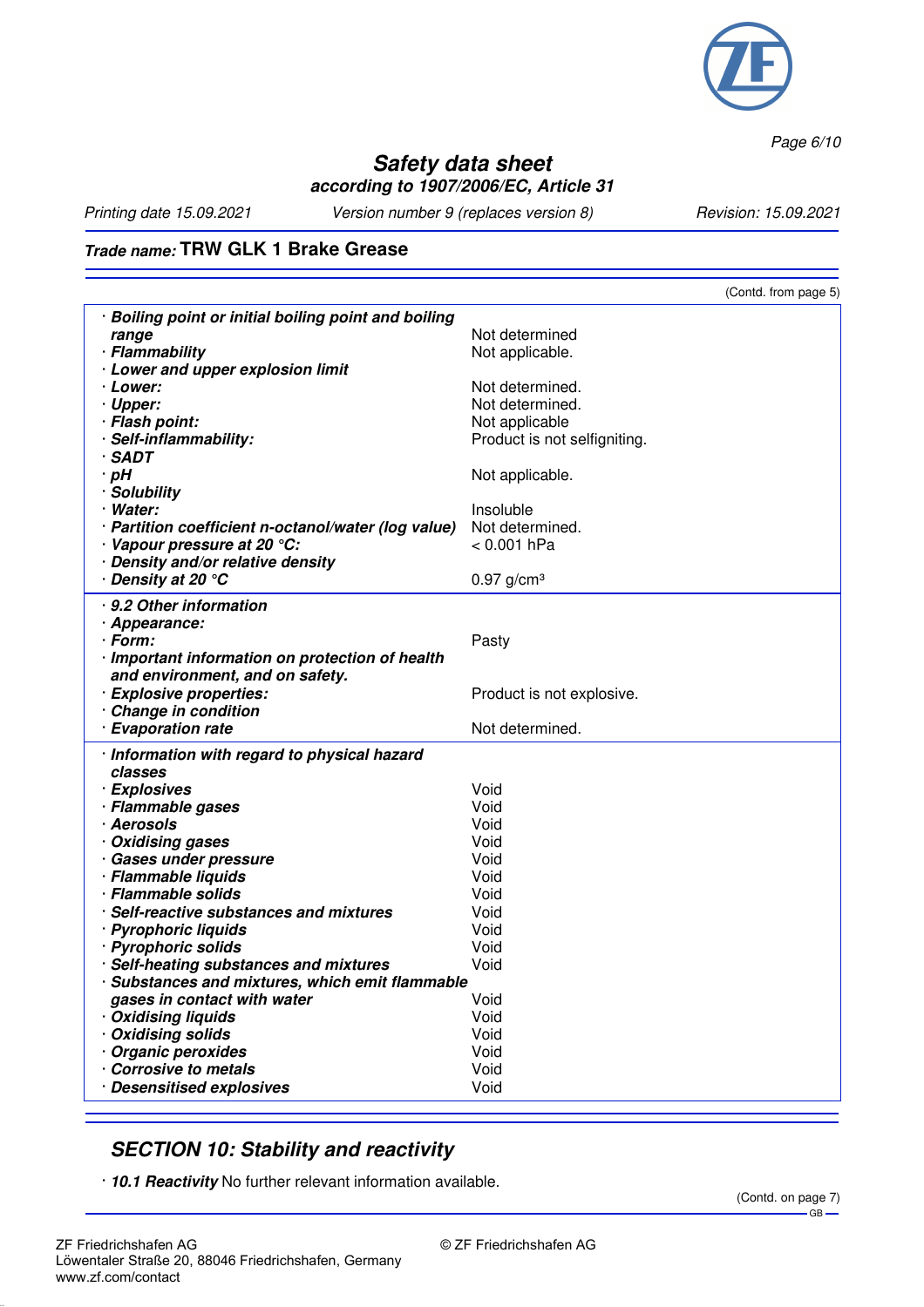**Trade name: TRW GLK 1 Brake Grease**

(Contd. from page 5)

| | |
|---|---|
| · ***Boiling point or initial boiling point and boiling range*** | Not determined |
| · ***Flammability*** | Not applicable. |
| · ***Lower and upper explosion limit*** | |
| · ***Lower:*** | Not determined. |
| · ***Upper:*** | Not determined. |
| · ***Flash point:*** | Not applicable |
| · ***Self-inflammability:*** | Product is not selfigniting. |
| · ***SADT*** | |
| · ***pH*** | Not applicable. |
| · ***Solubility*** | |
| · ***Water:*** | Insoluble |
| · ***Partition coefficient n-octanol/water (log value)*** | Not determined. |
| · ***Vapour pressure at 20 °C:*** | < 0.001 hPa |
| · ***Density and/or relative density*** | |
| · ***Density at 20 °C*** | 0.97 g/cm³ |

| | |
|---|---|
| · ***9.2 Other information*** | |
| · ***Appearance:*** | |
| · ***Form:*** | Pasty |
| · ***Important information on protection of health and environment, and on safety.*** | |
| · ***Explosive properties:*** | Product is not explosive. |
| · ***Change in condition*** | |
| · ***Evaporation rate*** | Not determined. |

| | |
|---|---|
| · ***Information with regard to physical hazard classes*** | |
| · ***Explosives*** | Void |
| · ***Flammable gases*** | Void |
| · ***Aerosols*** | Void |
| · ***Oxidising gases*** | Void |
| · ***Gases under pressure*** | Void |
| · ***Flammable liquids*** | Void |
| · ***Flammable solids*** | Void |
| · ***Self-reactive substances and mixtures*** | Void |
| · ***Pyrophoric liquids*** | Void |
| · ***Pyrophoric solids*** | Void |
| · ***Self-heating substances and mixtures*** | Void |
| · ***Substances and mixtures, which emit flammable gases in contact with water*** | Void |
| · ***Oxidising liquids*** | Void |
| · ***Oxidising solids*** | Void |
| · ***Organic peroxides*** | Void |
| · ***Corrosive to metals*** | Void |
| · ***Desensitised explosives*** | Void |

## *SECTION 10: Stability and reactivity*

· ***10.1 Reactivity*** No further relevant information available.

(Contd. on page 7)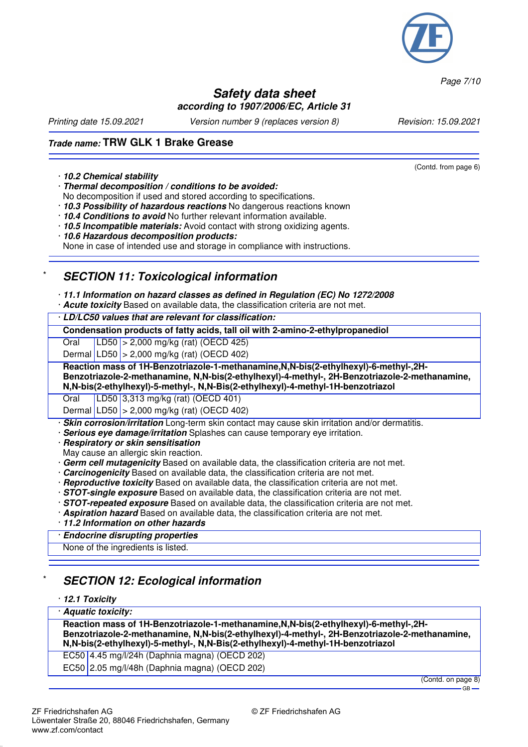(Contd. from page 6)

· **10.2 Chemical stability**
· ***Thermal decomposition / conditions to be avoided:***
No decomposition if used and stored according to specifications.
· ***10.3 Possibility of hazardous reactions*** No dangerous reactions known
· ***10.4 Conditions to avoid*** No further relevant information available.
· ***10.5 Incompatible materials:*** Avoid contact with strong oxidizing agents.
· ***10.6 Hazardous decomposition products:***
None in case of intended use and storage in compliance with instructions.

## * SECTION 11: Toxicological information

· ***11.1 Information on hazard classes as defined in Regulation (EC) No 1272/2008***
· ***Acute toxicity*** Based on available data, the classification criteria are not met.

| · ***LD/LC50 values that are relevant for classification:*** | | |
|---|---|---|
| **Condensation products of fatty acids, tall oil with 2-amino-2-ethylpropanediol** | | |
| Oral | LD50 | > 2,000 mg/kg (rat) (OECD 425) |
| Dermal | LD50 | > 2,000 mg/kg (rat) (OECD 402) |
| **Reaction mass of 1H-Benzotriazole-1-methanamine,N,N-bis(2-ethylhexyl)-6-methyl-,2H-Benzotriazole-2-methanamine, N,N-bis(2-ethylhexyl)-4-methyl-, 2H-Benzotriazole-2-methanamine, N,N-bis(2-ethylhexyl)-5-methyl-, N,N-Bis(2-ethylhexyl)-4-methyl-1H-benzotriazol** | | |
| Oral | LD50 | 3,313 mg/kg (rat) (OECD 401) |
| Dermal | LD50 | > 2,000 mg/kg (rat) (OECD 402) |

· ***Skin corrosion/irritation*** Long-term skin contact may cause skin irritation and/or dermatitis.
· ***Serious eye damage/irritation*** Splashes can cause temporary eye irritation.
· ***Respiratory or skin sensitisation***
May cause an allergic skin reaction.
· ***Germ cell mutagenicity*** Based on available data, the classification criteria are not met.
· ***Carcinogenicity*** Based on available data, the classification criteria are not met.
· ***Reproductive toxicity*** Based on available data, the classification criteria are not met.
· ***STOT-single exposure*** Based on available data, the classification criteria are not met.
· ***STOT-repeated exposure*** Based on available data, the classification criteria are not met.
· ***Aspiration hazard*** Based on available data, the classification criteria are not met.
· ***11.2 Information on other hazards***

| · ***Endocrine disrupting properties*** |
|---|
| None of the ingredients is listed. |

## * SECTION 12: Ecological information

· ***12.1 Toxicity***

| · ***Aquatic toxicity:*** | |
|---|---|
| **Reaction mass of 1H-Benzotriazole-1-methanamine,N,N-bis(2-ethylhexyl)-6-methyl-,2H-Benzotriazole-2-methanamine, N,N-bis(2-ethylhexyl)-4-methyl-, 2H-Benzotriazole-2-methanamine, N,N-bis(2-ethylhexyl)-5-methyl-, N,N-Bis(2-ethylhexyl)-4-methyl-1H-benzotriazol** | |
| EC50 | 4.45 mg/l/24h (Daphnia magna) (OECD 202) |
| EC50 | 2.05 mg/l/48h (Daphnia magna) (OECD 202) |

(Contd. on page 8)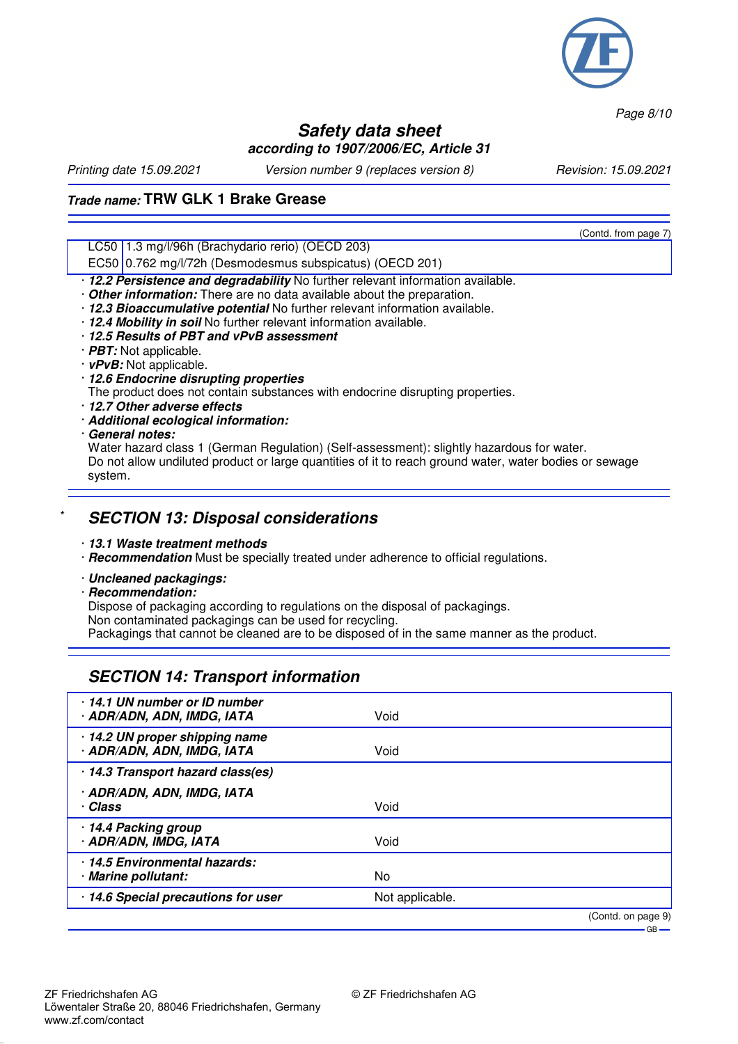(Contd. from page 7)

| | |
|---|---|
| LC50 | 1.3 mg/l/96h (Brachydario rerio) (OECD 203) |
| EC50 | 0.762 mg/l/72h (Desmodesmus subspicatus) (OECD 201) |

· **12.2 Persistence and degradability** No further relevant information available.
· **Other information:** There are no data available about the preparation.
· **12.3 Bioaccumulative potential** No further relevant information available.
· **12.4 Mobility in soil** No further relevant information available.
· **12.5 Results of PBT and vPvB assessment**
· **PBT:** Not applicable.
· **vPvB:** Not applicable.
· **12.6 Endocrine disrupting properties**
The product does not contain substances with endocrine disrupting properties.
· **12.7 Other adverse effects**
· **Additional ecological information:**
· **General notes:**
Water hazard class 1 (German Regulation) (Self-assessment): slightly hazardous for water.
Do not allow undiluted product or large quantities of it to reach ground water, water bodies or sewage system.

## * SECTION 13: Disposal considerations

· **13.1 Waste treatment methods**
· **Recommendation** Must be specially treated under adherence to official regulations.

· **Uncleaned packagings:**
· **Recommendation:**
Dispose of packaging according to regulations on the disposal of packagings.
Non contaminated packagings can be used for recycling.
Packagings that cannot be cleaned are to be disposed of in the same manner as the product.

## SECTION 14: Transport information

| | |
|---|---|
| · **14.1 UN number or ID number**<br>· **ADR/ADN, ADN, IMDG, IATA** | Void |
| · **14.2 UN proper shipping name**<br>· **ADR/ADN, ADN, IMDG, IATA** | Void |
| · **14.3 Transport hazard class(es)**<br>· **ADR/ADN, ADN, IMDG, IATA**<br>· **Class** | Void |
| · **14.4 Packing group**<br>· **ADR/ADN, IMDG, IATA** | Void |
| · **14.5 Environmental hazards:**<br>· **Marine pollutant:** | No |
| · **14.6 Special precautions for user** | Not applicable. |

(Contd. on page 9)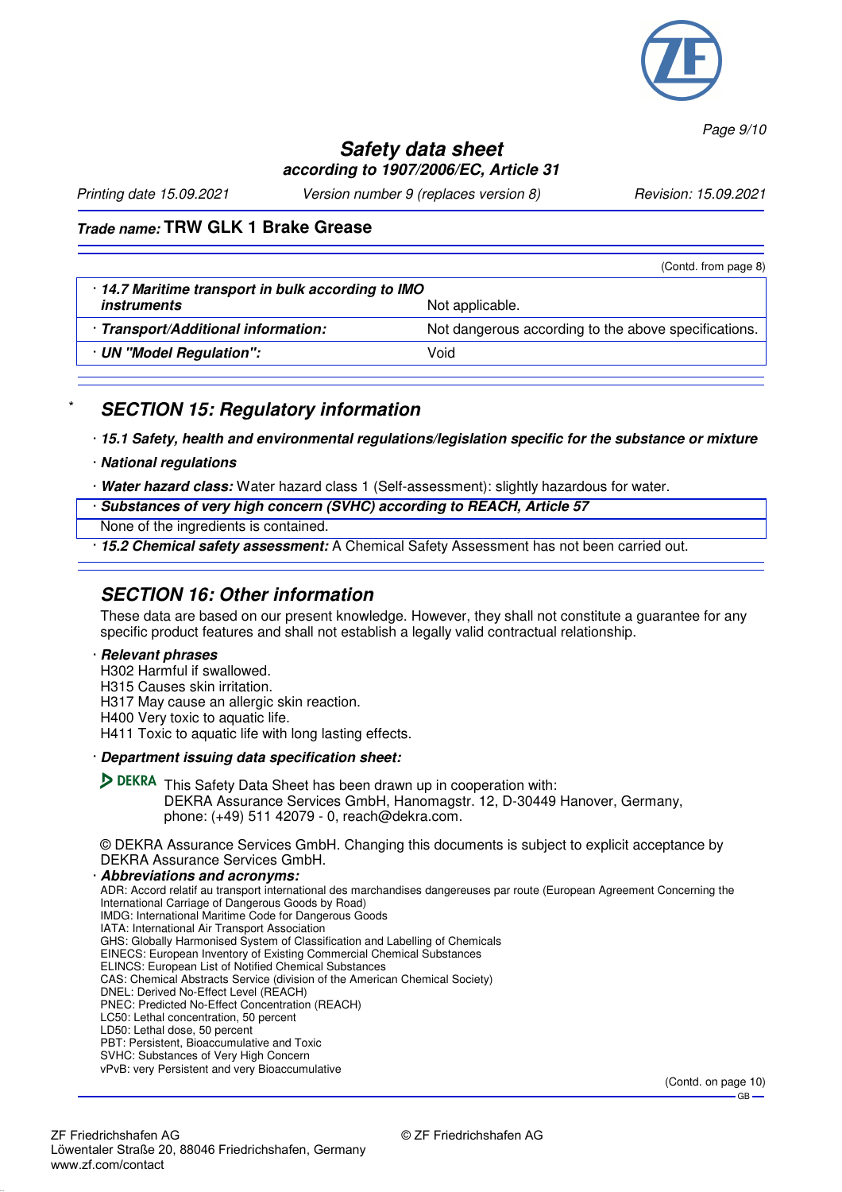(Contd. from page 8)

| · 14.7 Maritime transport in bulk according to IMO instruments | Not applicable. |
|---|---|
| · Transport/Additional information: | Not dangerous according to the above specifications. |
| · UN "Model Regulation": | Void |

## * SECTION 15: Regulatory information

· **15.1 Safety, health and environmental regulations/legislation specific for the substance or mixture**

· **National regulations**

· **Water hazard class:** Water hazard class 1 (Self-assessment): slightly hazardous for water.

· **Substances of very high concern (SVHC) according to REACH, Article 57**

None of the ingredients is contained.

· **15.2 Chemical safety assessment:** A Chemical Safety Assessment has not been carried out.

## SECTION 16: Other information

These data are based on our present knowledge. However, they shall not constitute a guarantee for any specific product features and shall not establish a legally valid contractual relationship.

· **Relevant phrases**

H302 Harmful if swallowed.
H315 Causes skin irritation.
H317 May cause an allergic skin reaction.
H400 Very toxic to aquatic life.
H411 Toxic to aquatic life with long lasting effects.

· **Department issuing data specification sheet:**

DEKRA This Safety Data Sheet has been drawn up in cooperation with:
DEKRA Assurance Services GmbH, Hanomagstr. 12, D-30449 Hanover, Germany, phone: (+49) 511 42079 - 0, reach@dekra.com.

© DEKRA Assurance Services GmbH. Changing this documents is subject to explicit acceptance by DEKRA Assurance Services GmbH.

· **Abbreviations and acronyms:**

ADR: Accord relatif au transport international des marchandises dangereuses par route (European Agreement Concerning the International Carriage of Dangerous Goods by Road)
IMDG: International Maritime Code for Dangerous Goods
IATA: International Air Transport Association
GHS: Globally Harmonised System of Classification and Labelling of Chemicals
EINECS: European Inventory of Existing Commercial Chemical Substances
ELINCS: European List of Notified Chemical Substances
CAS: Chemical Abstracts Service (division of the American Chemical Society)
DNEL: Derived No-Effect Level (REACH)
PNEC: Predicted No-Effect Concentration (REACH)
LC50: Lethal concentration, 50 percent
LD50: Lethal dose, 50 percent
PBT: Persistent, Bioaccumulative and Toxic
SVHC: Substances of Very High Concern
vPvB: very Persistent and very Bioaccumulative

(Contd. on page 10)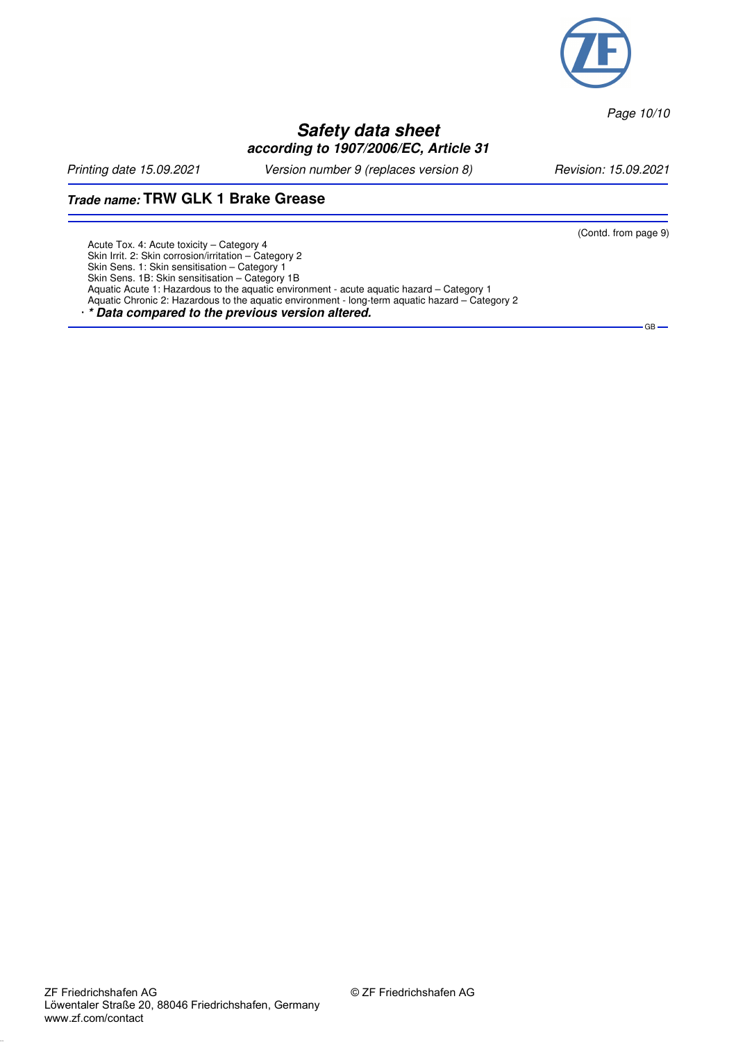(Contd. from page 9)

Acute Tox. 4: Acute toxicity – Category 4
Skin Irrit. 2: Skin corrosion/irritation – Category 2
Skin Sens. 1: Skin sensitisation – Category 1
Skin Sens. 1B: Skin sensitisation – Category 1B
Aquatic Acute 1: Hazardous to the aquatic environment - acute aquatic hazard – Category 1
Aquatic Chronic 2: Hazardous to the aquatic environment - long-term aquatic hazard – Category 2

· ***\* Data compared to the previous version altered.***

GB